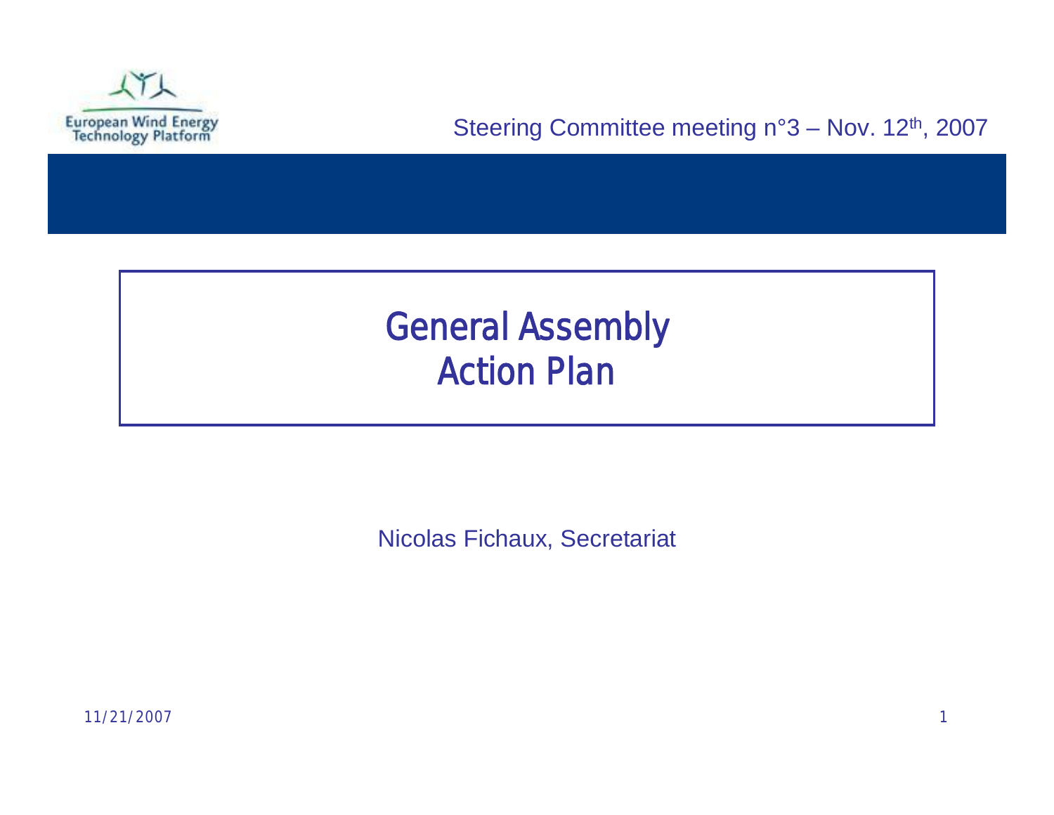European Wind Energy Technology Platform

Steering Committee meeting n°3 – Nov. 12th, 2007

# General Assembly
# Action Plan

Nicolas Fichaux, Secretariat

11/21/2007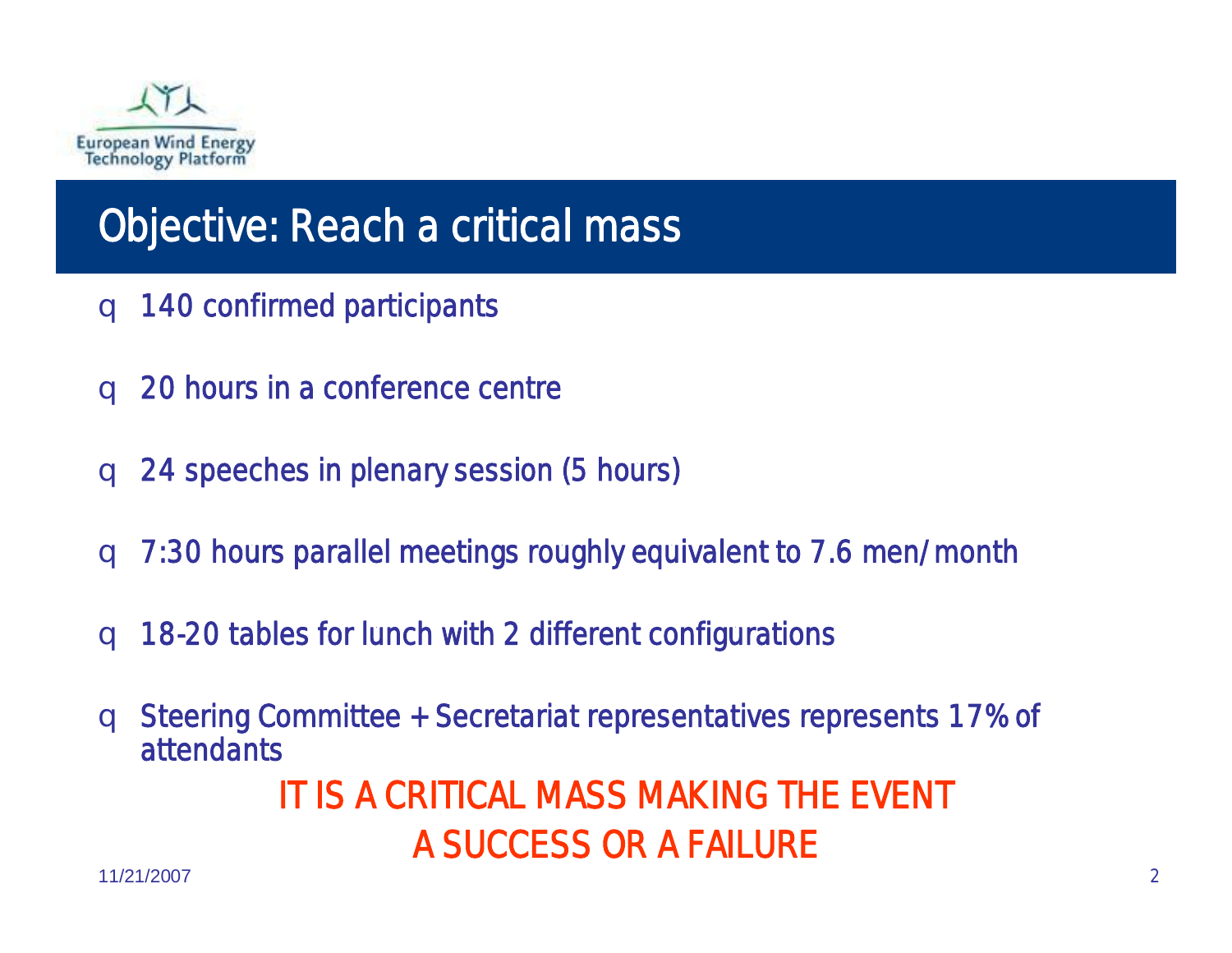European Wind Energy Technology Platform

# Objective: Reach a critical mass

- 140 confirmed participants
- 20 hours in a conference centre
- 24 speeches in plenary session (5 hours)
- 7:30 hours parallel meetings roughly equivalent to 7.6 men/month
- 18-20 tables for lunch with 2 different configurations
- Steering Committee + Secretariat representatives represents 17% of attendants

**IT IS A CRITICAL MASS MAKING THE EVENT A SUCCESS OR A FAILURE**

11/21/2007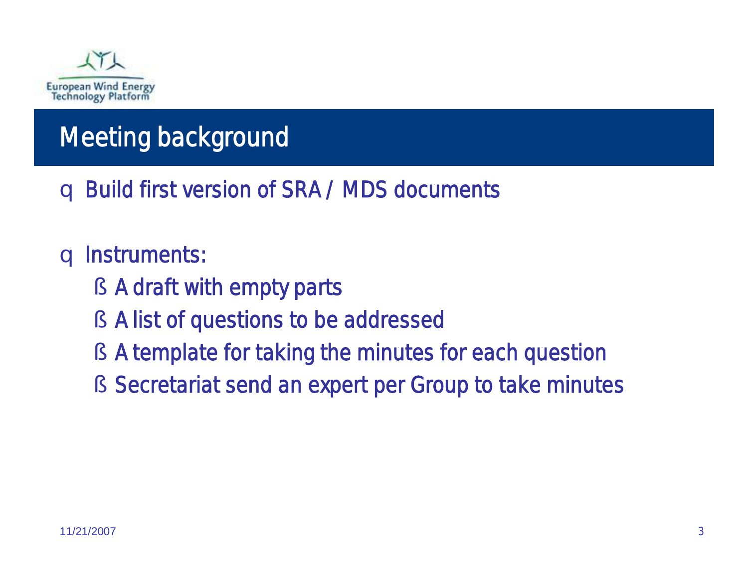## Meeting background

- Build first version of SRA / MDS documents

- Instruments:
  - A draft with empty parts
  - A list of questions to be addressed
  - A template for taking the minutes for each question
  - Secretariat send an expert per Group to take minutes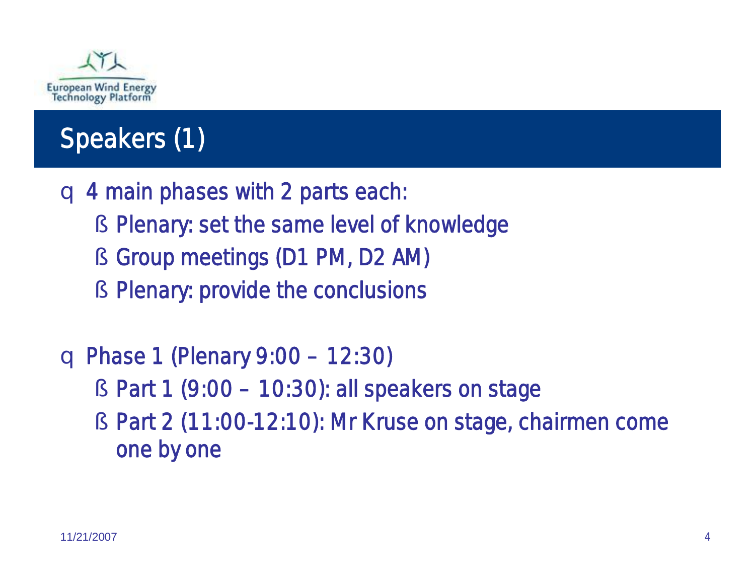## Speakers (1)

- 4 main phases with 2 parts each:
  - Plenary: set the same level of knowledge
  - Group meetings (D1 PM, D2 AM)
  - Plenary: provide the conclusions

- Phase 1 (Plenary 9:00 – 12:30)
  - Part 1 (9:00 – 10:30): all speakers on stage
  - Part 2 (11:00-12:10): Mr Kruse on stage, chairmen come one by one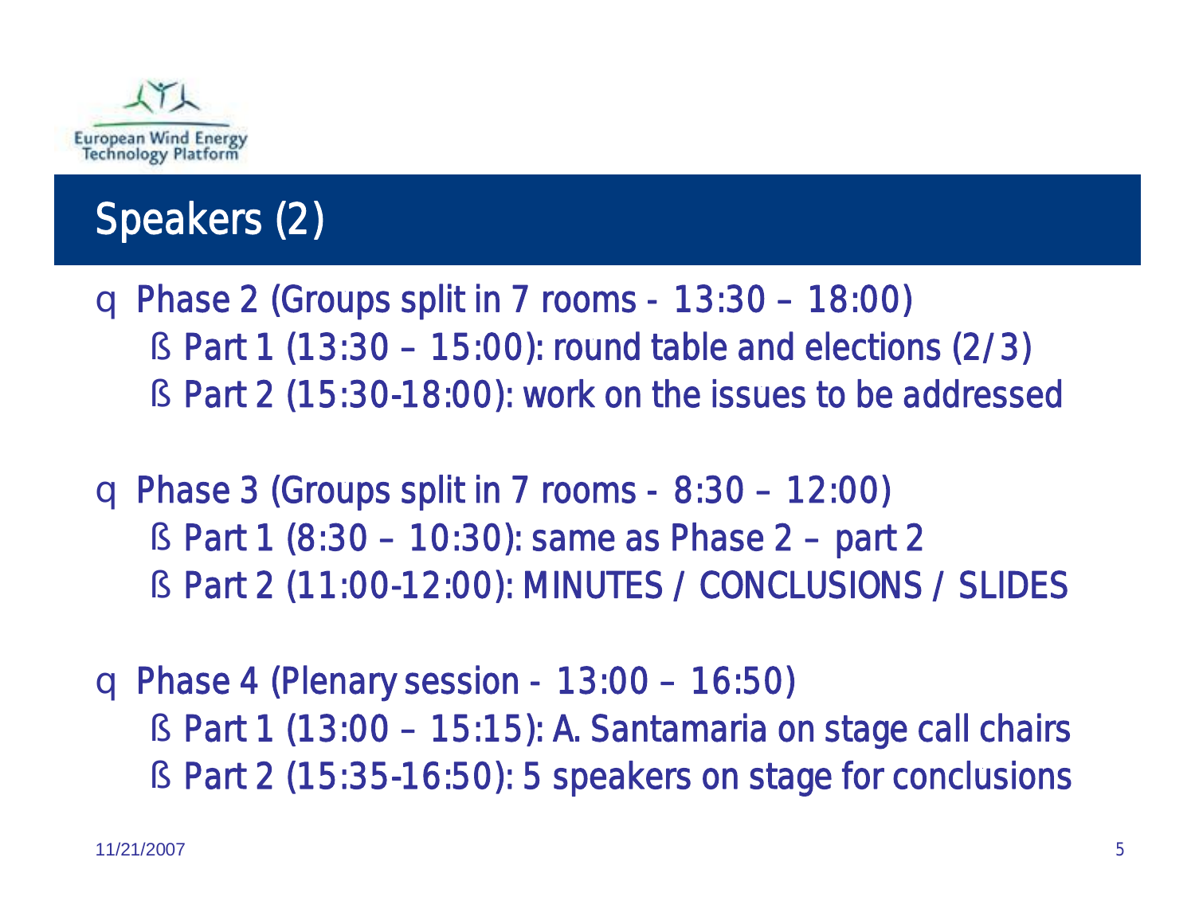## Speakers (2)

- Phase 2 (Groups split in 7 rooms - 13:30 – 18:00)
  - Part 1 (13:30 – 15:00): round table and elections (2/3)
  - Part 2 (15:30-18:00): work on the issues to be addressed
- Phase 3 (Groups split in 7 rooms - 8:30 – 12:00)
  - Part 1 (8:30 – 10:30): same as Phase 2 – part 2
  - Part 2 (11:00-12:00): MINUTES / CONCLUSIONS / SLIDES
- Phase 4 (Plenary session - 13:00 – 16:50)
  - Part 1 (13:00 – 15:15): A. Santamaria on stage call chairs
  - Part 2 (15:35-16:50): 5 speakers on stage for conclusions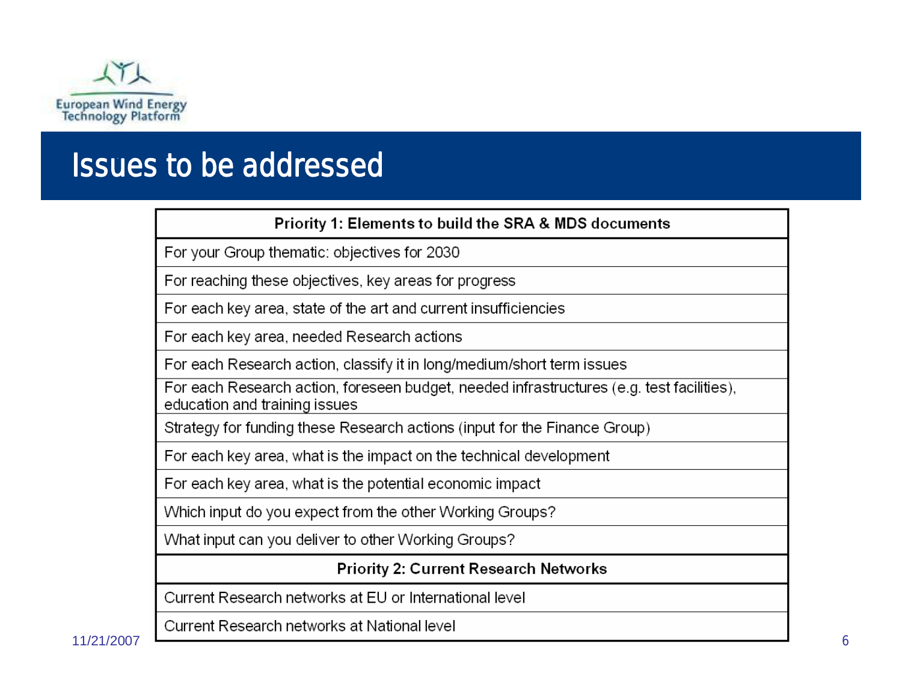# Issues to be addressed

| Priority 1: Elements to build the SRA & MDS documents |
|---|
| For your Group thematic: objectives for 2030 |
| For reaching these objectives, key areas for progress |
| For each key area, state of the art and current insufficiencies |
| For each key area, needed Research actions |
| For each Research action, classify it in long/medium/short term issues |
| For each Research action, foreseen budget, needed infrastructures (e.g. test facilities), education and training issues |
| Strategy for funding these Research actions (input for the Finance Group) |
| For each key area, what is the impact on the technical development |
| For each key area, what is the potential economic impact |
| Which input do you expect from the other Working Groups? |
| What input can you deliver to other Working Groups? |
| **Priority 2: Current Research Networks** |
| Current Research networks at EU or International level |
| Current Research networks at National level |

11/21/2007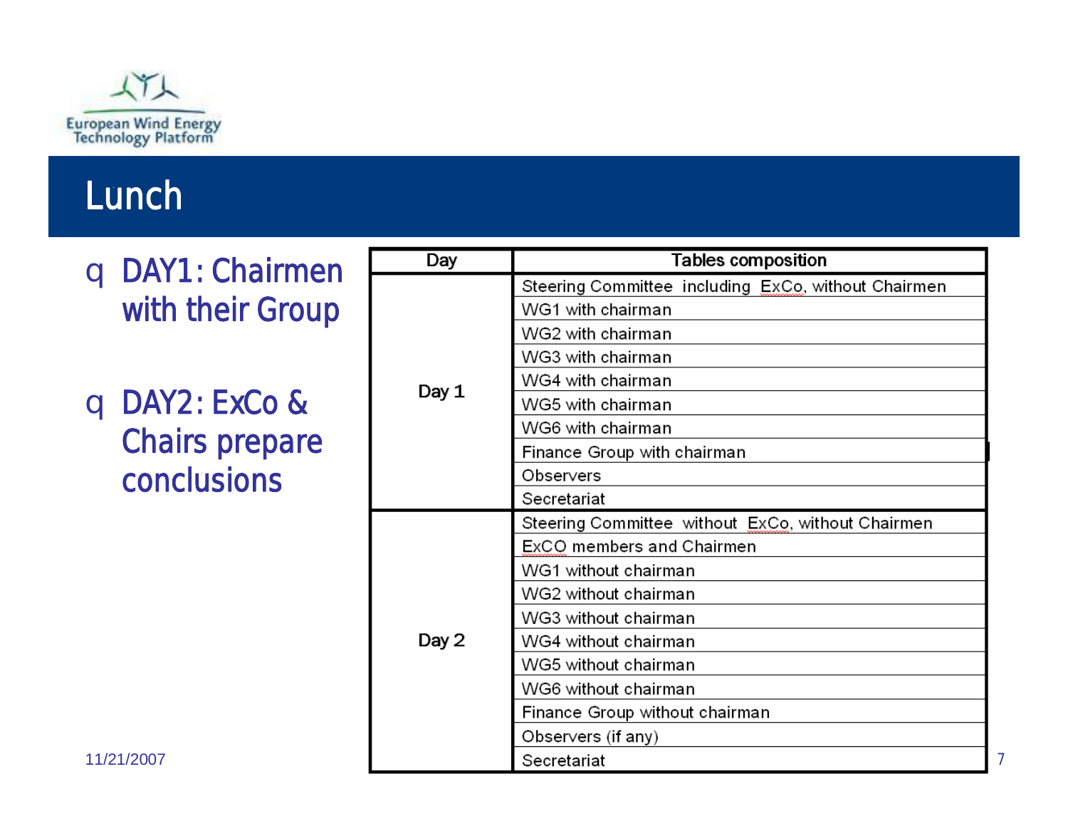# Lunch

- DAY1: Chairmen with their Group
- DAY2: ExCo & Chairs prepare conclusions

| Day | Tables composition |
|---|---|
| Day 1 | Steering Committee including ExCo, without Chairmen |
| | WG1 with chairman |
| | WG2 with chairman |
| | WG3 with chairman |
| | WG4 with chairman |
| | WG5 with chairman |
| | WG6 with chairman |
| | Finance Group with chairman |
| | Observers |
| | Secretariat |
| Day 2 | Steering Committee without ExCo, without Chairmen |
| | ExCO members and Chairmen |
| | WG1 without chairman |
| | WG2 without chairman |
| | WG3 without chairman |
| | WG4 without chairman |
| | WG5 without chairman |
| | WG6 without chairman |
| | Finance Group without chairman |
| | Observers (if any) |
| | Secretariat |

11/21/2007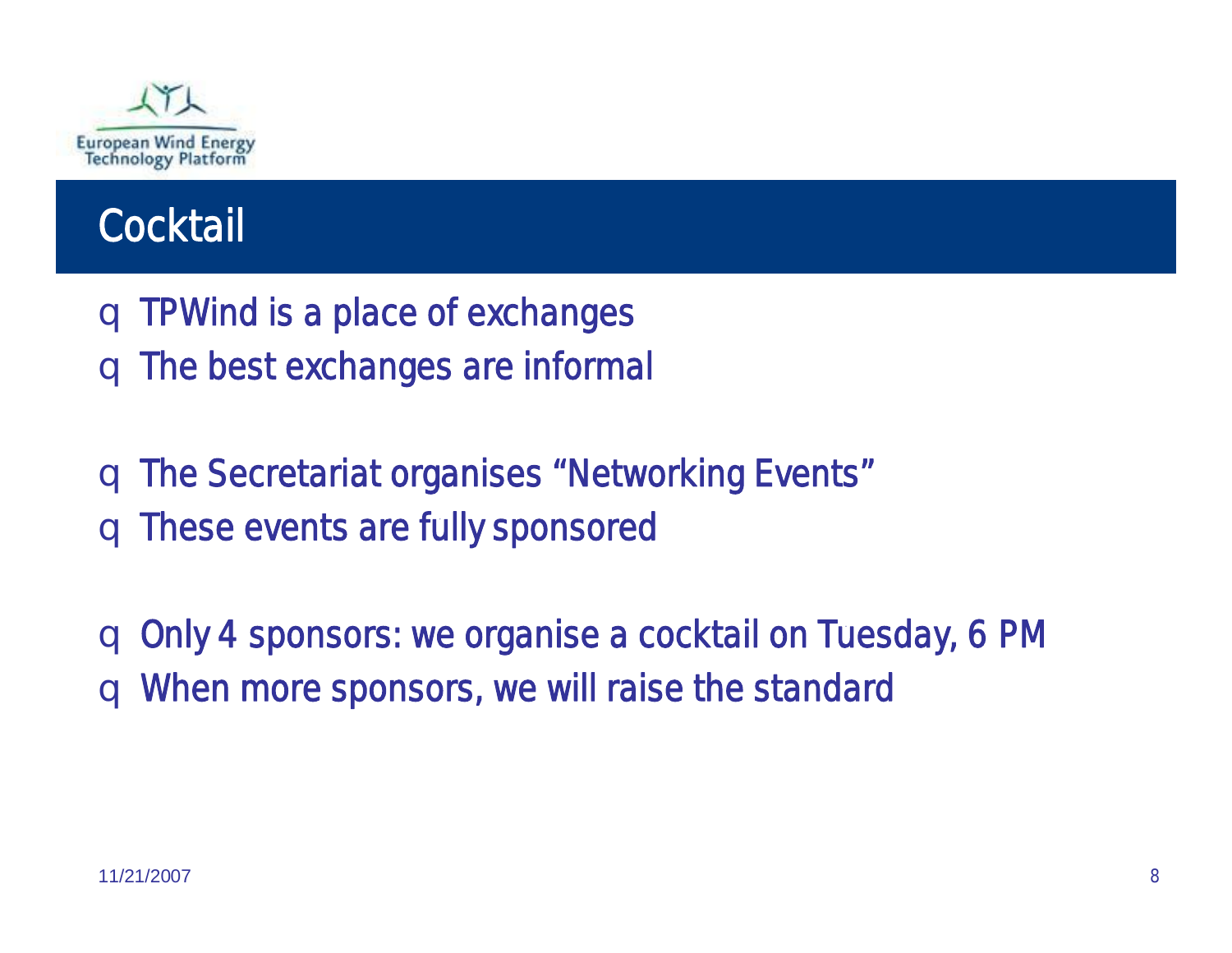European Wind Energy Technology Platform

# Cocktail

- TPWind is a place of exchanges
- The best exchanges are informal

- The Secretariat organises “Networking Events”
- These events are fully sponsored

- Only 4 sponsors: we organise a cocktail on Tuesday, 6 PM
- When more sponsors, we will raise the standard

11/21/2007